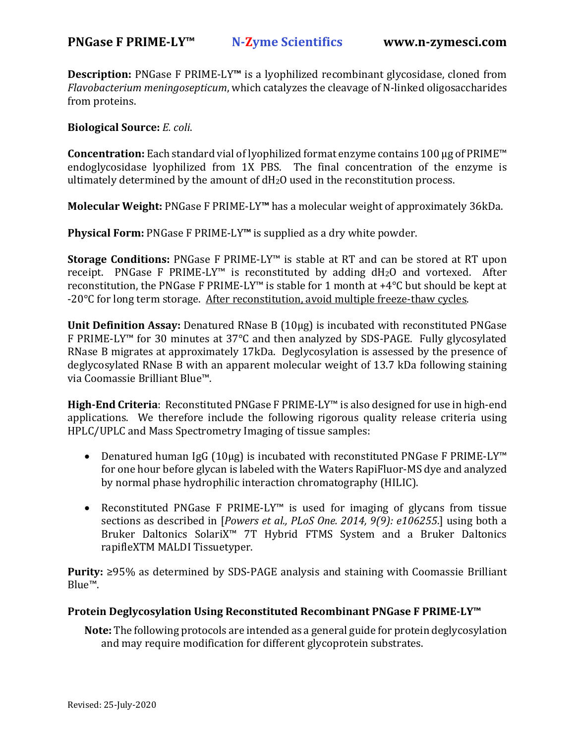**Description:** PNGase F PRIME-LY™ is a lyophilized recombinant glycosidase, cloned from *Flavobacterium meningosepticum*, which catalyzes the cleavage of N-linked oligosaccharides from proteins.

**Biological Source:** *E. coli*.

**Concentration:** Each standard vial of lyophilized format enzyme contains 100 μg of PRIME™ endoglycosidase lyophilized from 1X PBS. The final concentration of the enzyme is ultimately determined by the amount of $dH_2O$ used in the reconstitution process.

**Molecular Weight:** PNGase F PRIME-LY™ has a molecular weight of approximately 36kDa.

**Physical Form:** PNGase F PRIME-LY™ is supplied as a dry white powder.

**Storage Conditions:** PNGase F PRIME-LY™ is stable at RT and can be stored at RT upon receipt. PNGase F PRIME-LY™ is reconstituted by adding $dH_2O$ and vortexed. After reconstitution, the PNGase F PRIME-LY™ is stable for 1 month at +4°C but should be kept at -20°C for long term storage. After reconstitution, avoid multiple freeze-thaw cycles.

**Unit Definition Assay:** Denatured RNase B (10μg) is incubated with reconstituted PNGase F PRIME-LY™ for 30 minutes at 37°C and then analyzed by SDS-PAGE. Fully glycosylated RNase B migrates at approximately 17kDa. Deglycosylation is assessed by the presence of deglycosylated RNase B with an apparent molecular weight of 13.7 kDa following staining via Coomassie Brilliant Blue™.

**High-End Criteria**: Reconstituted PNGase F PRIME-LY™ is also designed for use in high-end applications. We therefore include the following rigorous quality release criteria using HPLC/UPLC and Mass Spectrometry Imaging of tissue samples:

- Denatured human IgG (10μg) is incubated with reconstituted PNGase F PRIME-LY™ for one hour before glycan is labeled with the Waters RapiFluor-MS dye and analyzed by normal phase hydrophilic interaction chromatography (HILIC).
- Reconstituted PNGase F PRIME-LY™ is used for imaging of glycans from tissue sections as described in [*Powers et al., PLoS One. 2014, 9(9): e106255*.] using both a Bruker Daltonics SolariX™ 7T Hybrid FTMS System and a Bruker Daltonics rapifleXTM MALDI Tissuetyper.

**Purity:** ≥95% as determined by SDS-PAGE analysis and staining with Coomassie Brilliant Blue™.

### Protein Deglycosylation Using Reconstituted Recombinant PNGase F PRIME-LY™

**Note:** The following protocols are intended as a general guide for protein deglycosylation and may require modification for different glycoprotein substrates.

Revised: 25-July-2020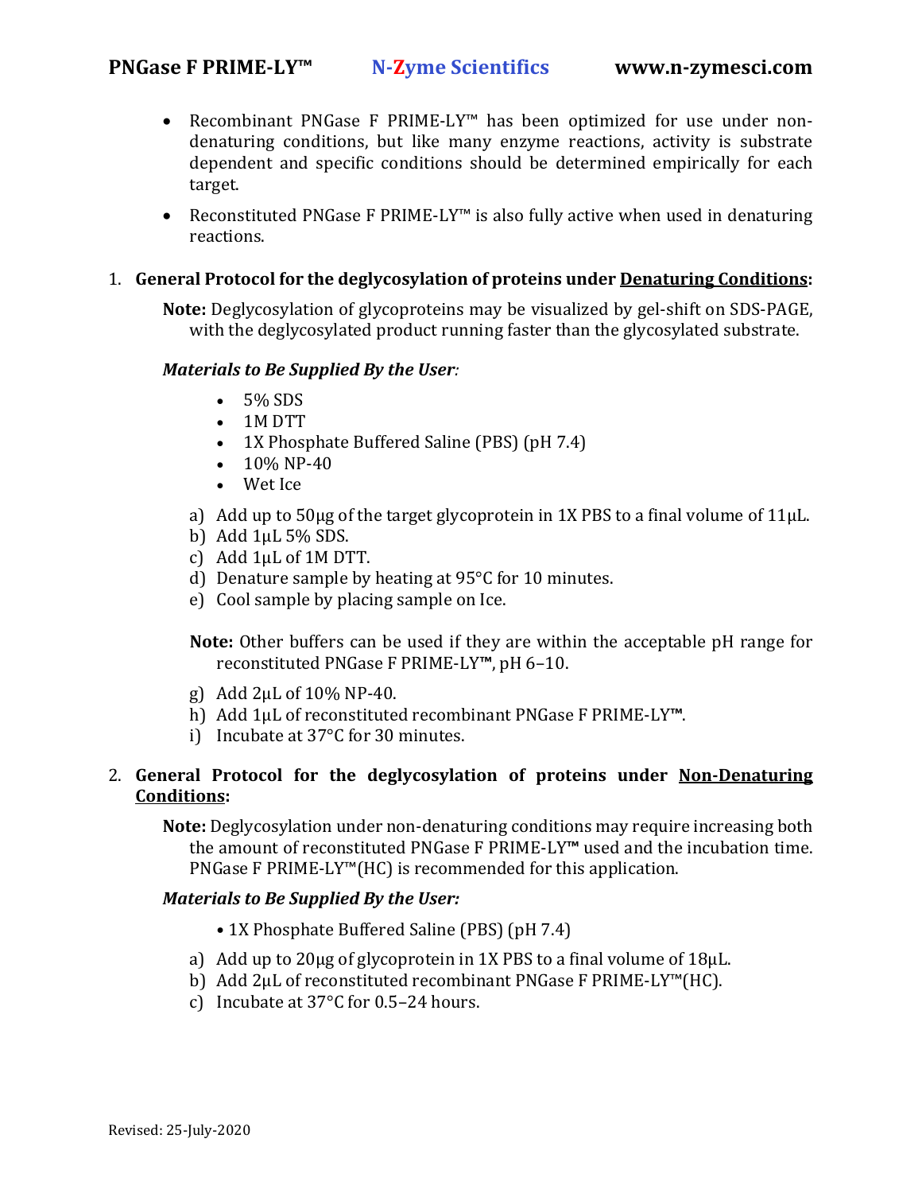- Recombinant PNGase F PRIME-LY™ has been optimized for use under non-denaturing conditions, but like many enzyme reactions, activity is substrate dependent and specific conditions should be determined empirically for each target.
- Reconstituted PNGase F PRIME-LY™ is also fully active when used in denaturing reactions.

1. **General Protocol for the deglycosylation of proteins under Denaturing Conditions:**

   **Note:** Deglycosylation of glycoproteins may be visualized by gel-shift on SDS-PAGE, with the deglycosylated product running faster than the glycosylated substrate.

   ***Materials to Be Supplied By the User:***

   - 5% SDS
   - 1M DTT
   - 1X Phosphate Buffered Saline (PBS) (pH 7.4)
   - 10% NP-40
   - Wet Ice

   a) Add up to 50μg of the target glycoprotein in 1X PBS to a final volume of 11μL.
   b) Add 1μL 5% SDS.
   c) Add 1μL of 1M DTT.
   d) Denature sample by heating at 95°C for 10 minutes.
   e) Cool sample by placing sample on Ice.

   **Note:** Other buffers can be used if they are within the acceptable pH range for reconstituted PNGase F PRIME-LY™, pH 6–10.

   g) Add 2μL of 10% NP-40.
   h) Add 1μL of reconstituted recombinant PNGase F PRIME-LY™.
   i) Incubate at 37°C for 30 minutes.

2. **General Protocol for the deglycosylation of proteins under Non-Denaturing Conditions:**

   **Note:** Deglycosylation under non-denaturing conditions may require increasing both the amount of reconstituted PNGase F PRIME-LY™ used and the incubation time. PNGase F PRIME-LY™(HC) is recommended for this application.

   ***Materials to Be Supplied By the User:***

   - 1X Phosphate Buffered Saline (PBS) (pH 7.4)

   a) Add up to 20μg of glycoprotein in 1X PBS to a final volume of 18μL.
   b) Add 2μL of reconstituted recombinant PNGase F PRIME-LY™(HC).
   c) Incubate at 37°C for 0.5–24 hours.

Revised: 25-July-2020